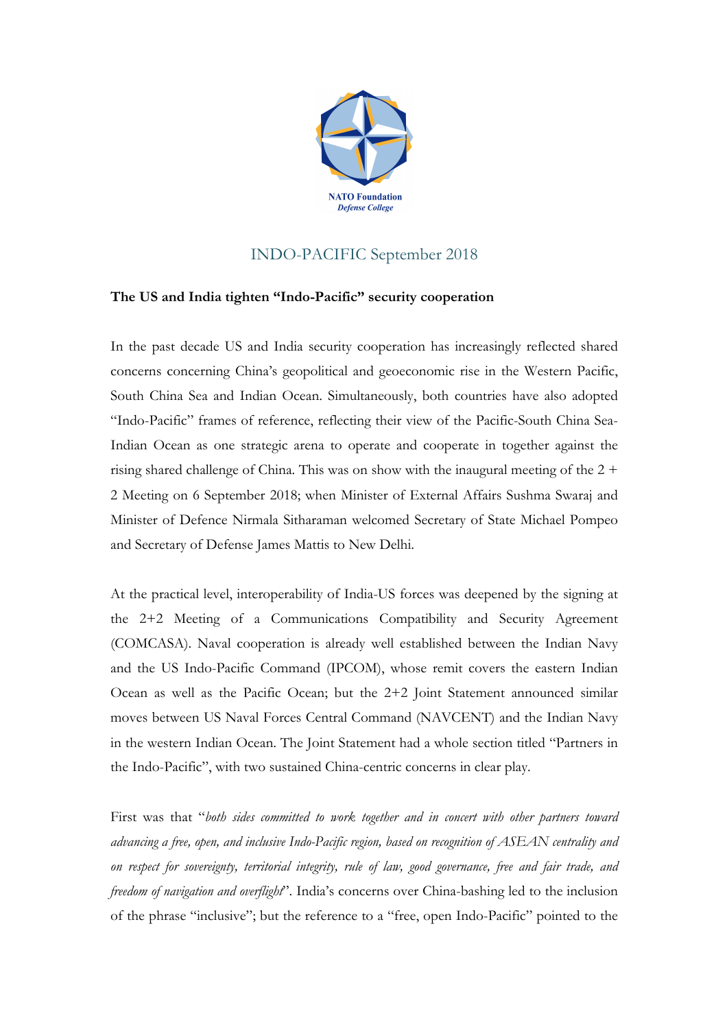NATO Foundation
*Defense College*

# INDO-PACIFIC September 2018

## The US and India tighten "Indo-Pacific" security cooperation

In the past decade US and India security cooperation has increasingly reflected shared concerns concerning China's geopolitical and geoeconomic rise in the Western Pacific, South China Sea and Indian Ocean. Simultaneously, both countries have also adopted "Indo-Pacific" frames of reference, reflecting their view of the Pacific-South China Sea-Indian Ocean as one strategic arena to operate and cooperate in together against the rising shared challenge of China. This was on show with the inaugural meeting of the 2 + 2 Meeting on 6 September 2018; when Minister of External Affairs Sushma Swaraj and Minister of Defence Nirmala Sitharaman welcomed Secretary of State Michael Pompeo and Secretary of Defense James Mattis to New Delhi.

At the practical level, interoperability of India-US forces was deepened by the signing at the 2+2 Meeting of a Communications Compatibility and Security Agreement (COMCASA). Naval cooperation is already well established between the Indian Navy and the US Indo-Pacific Command (IPCOM), whose remit covers the eastern Indian Ocean as well as the Pacific Ocean; but the 2+2 Joint Statement announced similar moves between US Naval Forces Central Command (NAVCENT) and the Indian Navy in the western Indian Ocean. The Joint Statement had a whole section titled "Partners in the Indo-Pacific", with two sustained China-centric concerns in clear play.

First was that "*both sides committed to work together and in concert with other partners toward advancing a free, open, and inclusive Indo-Pacific region, based on recognition of ASEAN centrality and on respect for sovereignty, territorial integrity, rule of law, good governance, free and fair trade, and freedom of navigation and overflight*". India's concerns over China-bashing led to the inclusion of the phrase "inclusive"; but the reference to a "free, open Indo-Pacific" pointed to the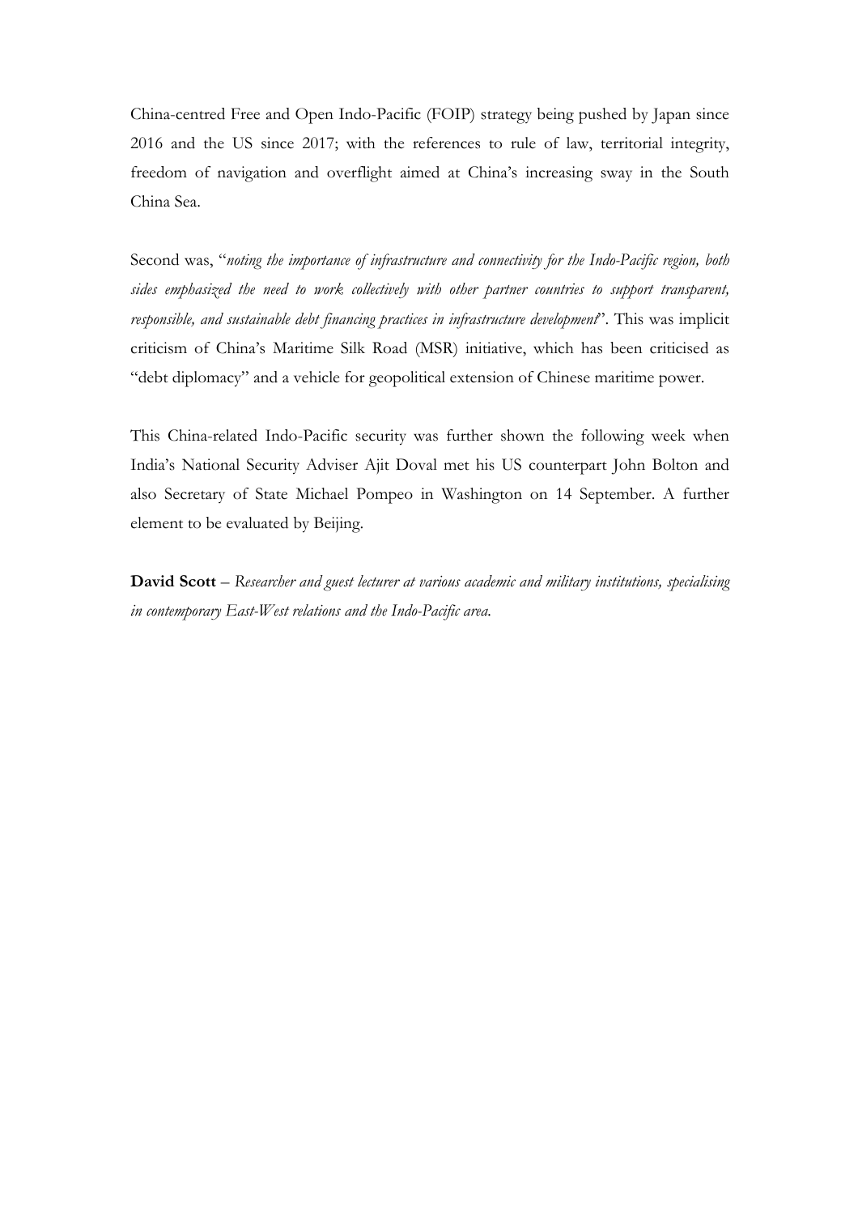China-centred Free and Open Indo-Pacific (FOIP) strategy being pushed by Japan since 2016 and the US since 2017; with the references to rule of law, territorial integrity, freedom of navigation and overflight aimed at China's increasing sway in the South China Sea.

Second was, "*noting the importance of infrastructure and connectivity for the Indo-Pacific region, both sides emphasized the need to work collectively with other partner countries to support transparent, responsible, and sustainable debt financing practices in infrastructure development*". This was implicit criticism of China's Maritime Silk Road (MSR) initiative, which has been criticised as "debt diplomacy" and a vehicle for geopolitical extension of Chinese maritime power.

This China-related Indo-Pacific security was further shown the following week when India's National Security Adviser Ajit Doval met his US counterpart John Bolton and also Secretary of State Michael Pompeo in Washington on 14 September. A further element to be evaluated by Beijing.

**David Scott** – *Researcher and guest lecturer at various academic and military institutions, specialising in contemporary East-West relations and the Indo-Pacific area.*